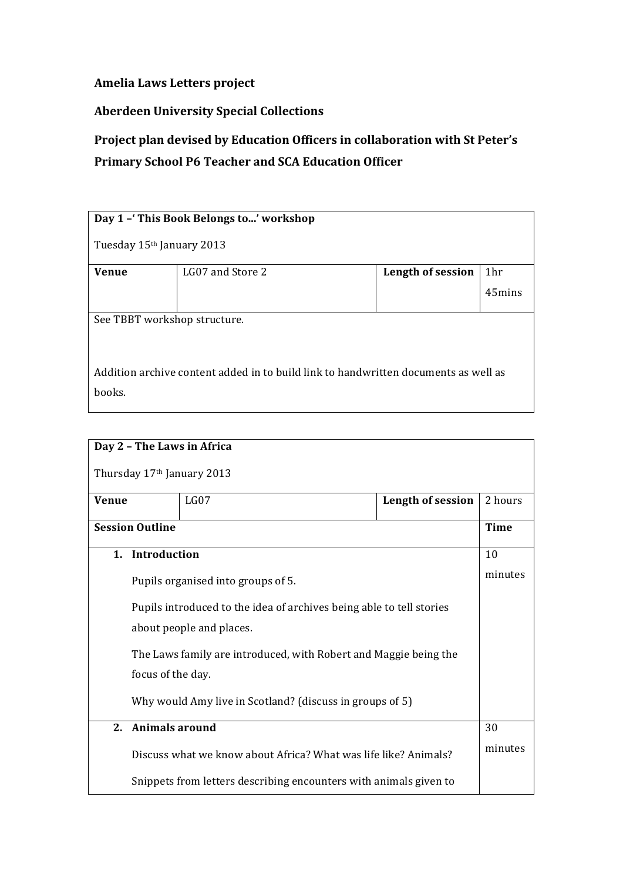**Amelia Laws Letters project**

**Aberdeen University Special Collections**

**Project plan devised by Education Officers in collaboration with St Peter's Primary School P6 Teacher and SCA Education Officer**

| **Day 1 –' This Book Belongs to...' workshop**<br><br>Tuesday 15th January 2013 | | | |
|---|---|---|---|
| **Venue** | LG07 and Store 2 | **Length of session** | 1hr 45mins |
| See TBBT workshop structure.<br><br>Addition archive content added in to build link to handwritten documents as well as books. | | | |

| **Day 2 – The Laws in Africa**<br><br>Thursday 17th January 2013 | | | |
|---|---|---|---|
| **Venue** | LG07 | **Length of session** | 2 hours |
| **Session Outline** | | | **Time** |
| **1. Introduction**<br><br>Pupils organised into groups of 5.<br><br>Pupils introduced to the idea of archives being able to tell stories about people and places.<br><br>The Laws family are introduced, with Robert and Maggie being the focus of the day.<br><br>Why would Amy live in Scotland? (discuss in groups of 5) | | | 10 minutes |
| **2. Animals around**<br><br>Discuss what we know about Africa? What was life like? Animals?<br><br>Snippets from letters describing encounters with animals given to | | | 30 minutes |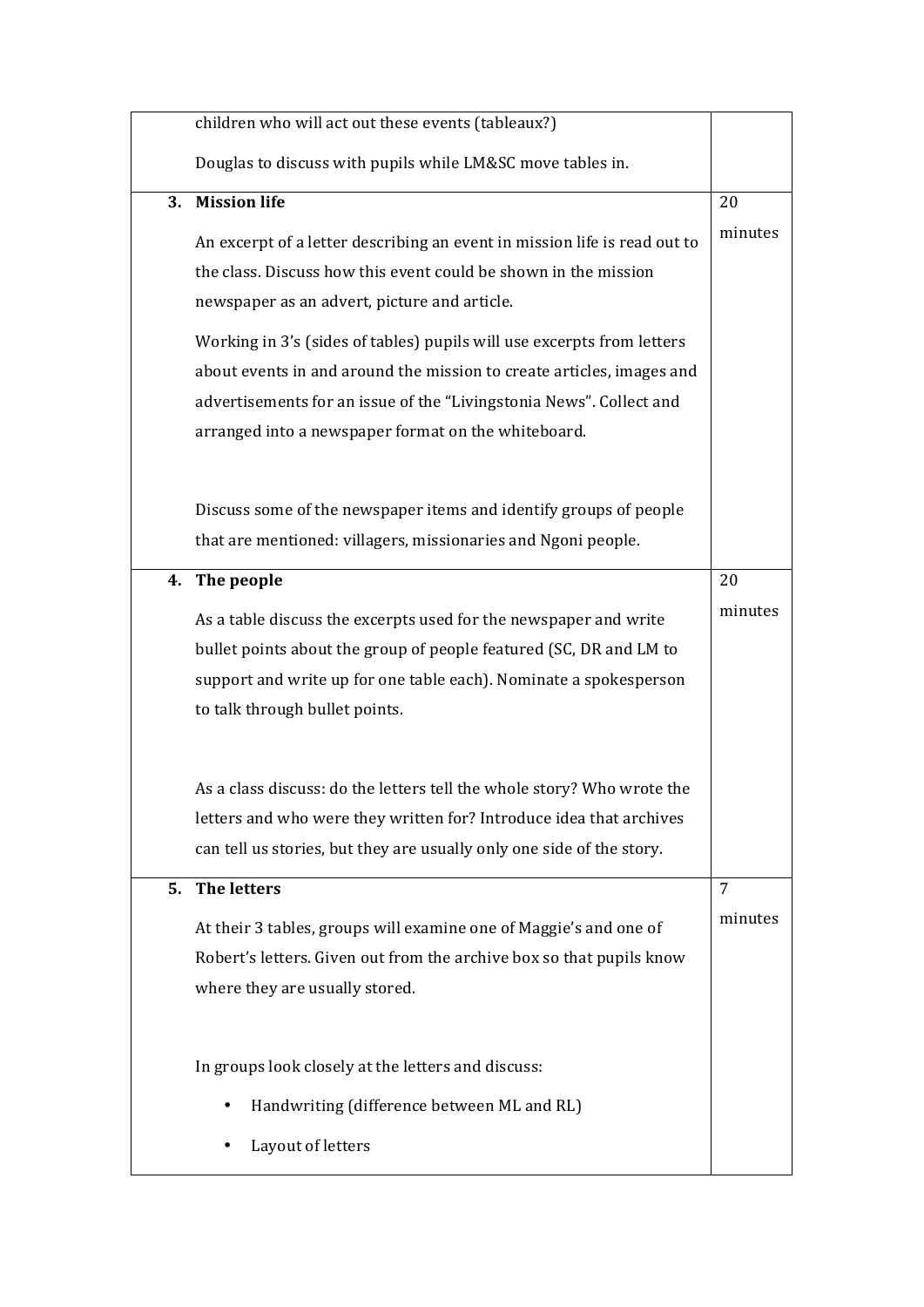| | | |
|---|---|---|
| | children who will act out these events (tableaux?)<br><br>Douglas to discuss with pupils while LM&SC move tables in. | |
| **3.** | **Mission life**<br><br>An excerpt of a letter describing an event in mission life is read out to the class. Discuss how this event could be shown in the mission newspaper as an advert, picture and article.<br><br>Working in 3's (sides of tables) pupils will use excerpts from letters about events in and around the mission to create articles, images and advertisements for an issue of the "Livingstonia News". Collect and arranged into a newspaper format on the whiteboard.<br><br>Discuss some of the newspaper items and identify groups of people that are mentioned: villagers, missionaries and Ngoni people. | 20 minutes |
| **4.** | **The people**<br><br>As a table discuss the excerpts used for the newspaper and write bullet points about the group of people featured (SC, DR and LM to support and write up for one table each). Nominate a spokesperson to talk through bullet points.<br><br>As a class discuss: do the letters tell the whole story? Who wrote the letters and who were they written for? Introduce idea that archives can tell us stories, but they are usually only one side of the story. | 20 minutes |
| **5.** | **The letters**<br><br>At their 3 tables, groups will examine one of Maggie's and one of Robert's letters. Given out from the archive box so that pupils know where they are usually stored.<br><br>In groups look closely at the letters and discuss:<br><br>• Handwriting (difference between ML and RL)<br><br>• Layout of letters | 7 minutes |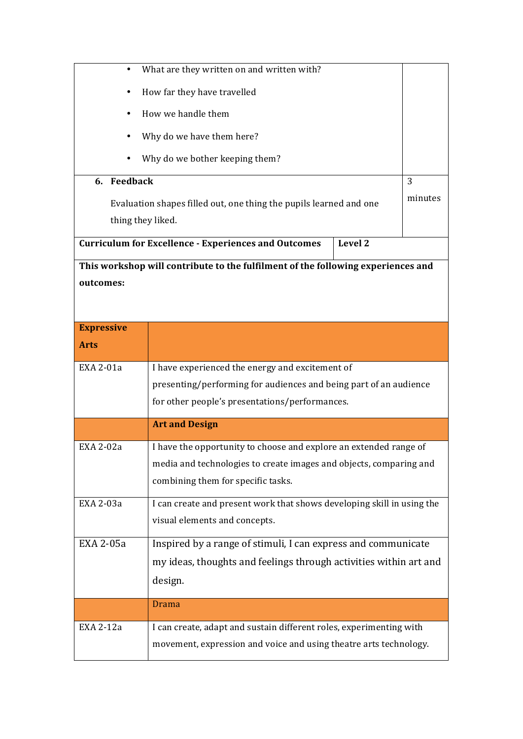| | |
|---|---|
| • What are they written on and written with?<br>• How far they have travelled<br>• How we handle them<br>• Why do we have them here?<br>• Why do we bother keeping them? | |
| 6. **Feedback**<br>Evaluation shapes filled out, one thing the pupils learned and one thing they liked. | 3 minutes |

| **Curriculum for Excellence - Experiences and Outcomes** | **Level 2** |
|---|---|
| **This workshop will contribute to the fulfilment of the following experiences and outcomes:** | |

| **Expressive Arts** | |
|---|---|
| EXA 2-01a | I have experienced the energy and excitement of presenting/performing for audiences and being part of an audience for other people's presentations/performances. |
| | **Art and Design** |
| EXA 2-02a | I have the opportunity to choose and explore an extended range of media and technologies to create images and objects, comparing and combining them for specific tasks. |
| EXA 2-03a | I can create and present work that shows developing skill in using the visual elements and concepts. |
| EXA 2-05a | Inspired by a range of stimuli, I can express and communicate my ideas, thoughts and feelings through activities within art and design. |
| | Drama |
| EXA 2-12a | I can create, adapt and sustain different roles, experimenting with movement, expression and voice and using theatre arts technology. |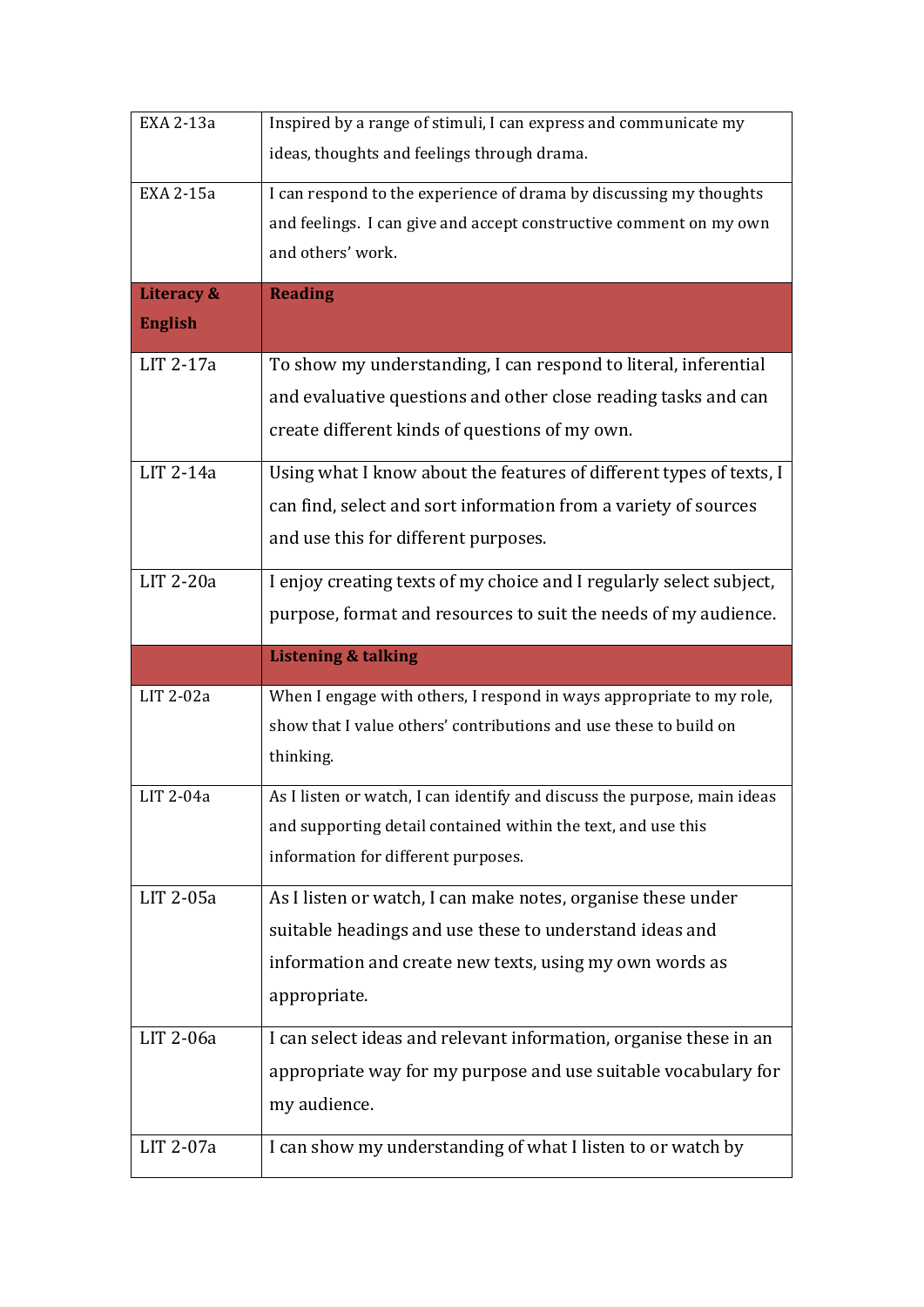| | |
|---|---|
| EXA 2-13a | Inspired by a range of stimuli, I can express and communicate my ideas, thoughts and feelings through drama. |
| EXA 2-15a | I can respond to the experience of drama by discussing my thoughts and feelings. I can give and accept constructive comment on my own and others' work. |
| **Literacy & English** | **Reading** |
| LIT 2-17a | To show my understanding, I can respond to literal, inferential and evaluative questions and other close reading tasks and can create different kinds of questions of my own. |
| LIT 2-14a | Using what I know about the features of different types of texts, I can find, select and sort information from a variety of sources and use this for different purposes. |
| LIT 2-20a | I enjoy creating texts of my choice and I regularly select subject, purpose, format and resources to suit the needs of my audience. |
| | **Listening & talking** |
| LIT 2-02a | When I engage with others, I respond in ways appropriate to my role, show that I value others' contributions and use these to build on thinking. |
| LIT 2-04a | As I listen or watch, I can identify and discuss the purpose, main ideas and supporting detail contained within the text, and use this information for different purposes. |
| LIT 2-05a | As I listen or watch, I can make notes, organise these under suitable headings and use these to understand ideas and information and create new texts, using my own words as appropriate. |
| LIT 2-06a | I can select ideas and relevant information, organise these in an appropriate way for my purpose and use suitable vocabulary for my audience. |
| LIT 2-07a | I can show my understanding of what I listen to or watch by |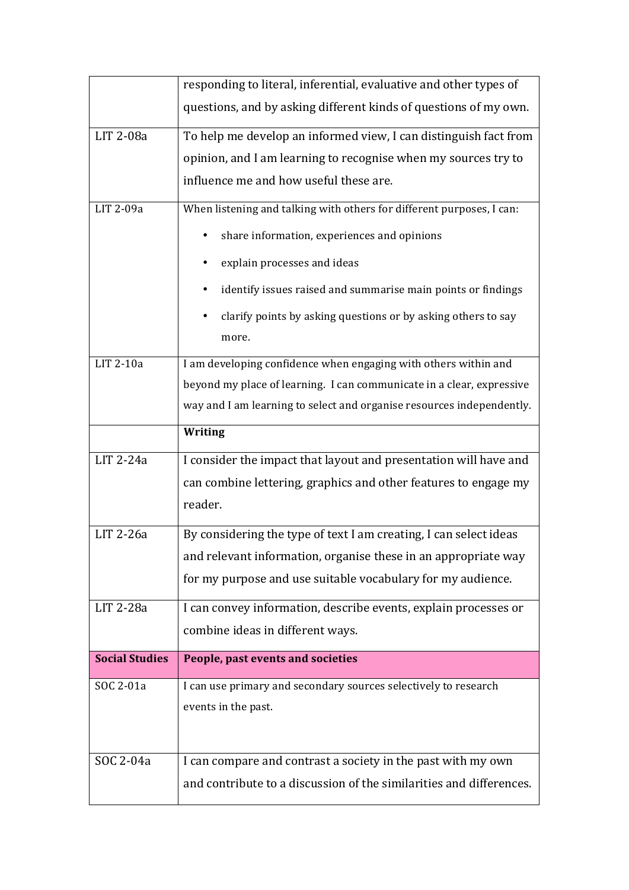| | |
|---|---|
| | responding to literal, inferential, evaluative and other types of questions, and by asking different kinds of questions of my own. |
| LIT 2-08a | To help me develop an informed view, I can distinguish fact from opinion, and I am learning to recognise when my sources try to influence me and how useful these are. |
| LIT 2-09a | When listening and talking with others for different purposes, I can:<br>• share information, experiences and opinions<br>• explain processes and ideas<br>• identify issues raised and summarise main points or findings<br>• clarify points by asking questions or by asking others to say more. |
| LIT 2-10a | I am developing confidence when engaging with others within and beyond my place of learning. I can communicate in a clear, expressive way and I am learning to select and organise resources independently. |
| | **Writing** |
| LIT 2-24a | I consider the impact that layout and presentation will have and can combine lettering, graphics and other features to engage my reader. |
| LIT 2-26a | By considering the type of text I am creating, I can select ideas and relevant information, organise these in an appropriate way for my purpose and use suitable vocabulary for my audience. |
| LIT 2-28a | I can convey information, describe events, explain processes or combine ideas in different ways. |
| **Social Studies** | **People, past events and societies** |
| SOC 2-01a | I can use primary and secondary sources selectively to research events in the past. |
| SOC 2-04a | I can compare and contrast a society in the past with my own and contribute to a discussion of the similarities and differences. |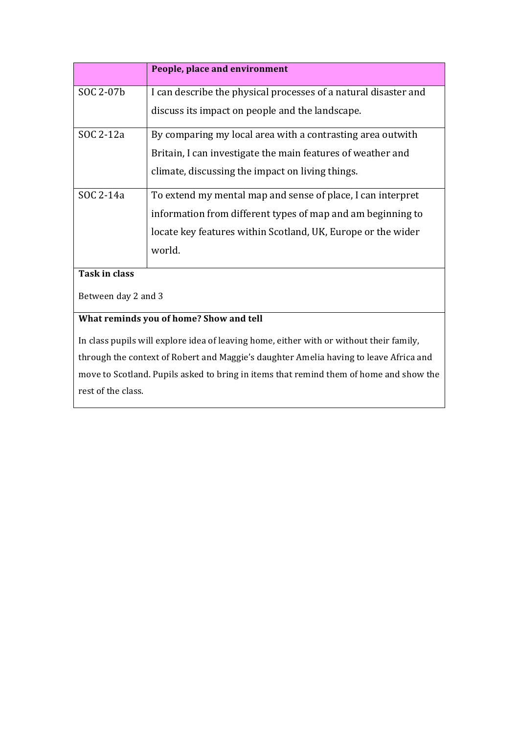| | **People, place and environment** |
|---|---|
| SOC 2-07b | I can describe the physical processes of a natural disaster and discuss its impact on people and the landscape. |
| SOC 2-12a | By comparing my local area with a contrasting area outwith Britain, I can investigate the main features of weather and climate, discussing the impact on living things. |
| SOC 2-14a | To extend my mental map and sense of place, I can interpret information from different types of map and am beginning to locate key features within Scotland, UK, Europe or the wider world. |

**Task in class**

Between day 2 and 3

**What reminds you of home? Show and tell**

In class pupils will explore idea of leaving home, either with or without their family, through the context of Robert and Maggie's daughter Amelia having to leave Africa and move to Scotland. Pupils asked to bring in items that remind them of home and show the rest of the class.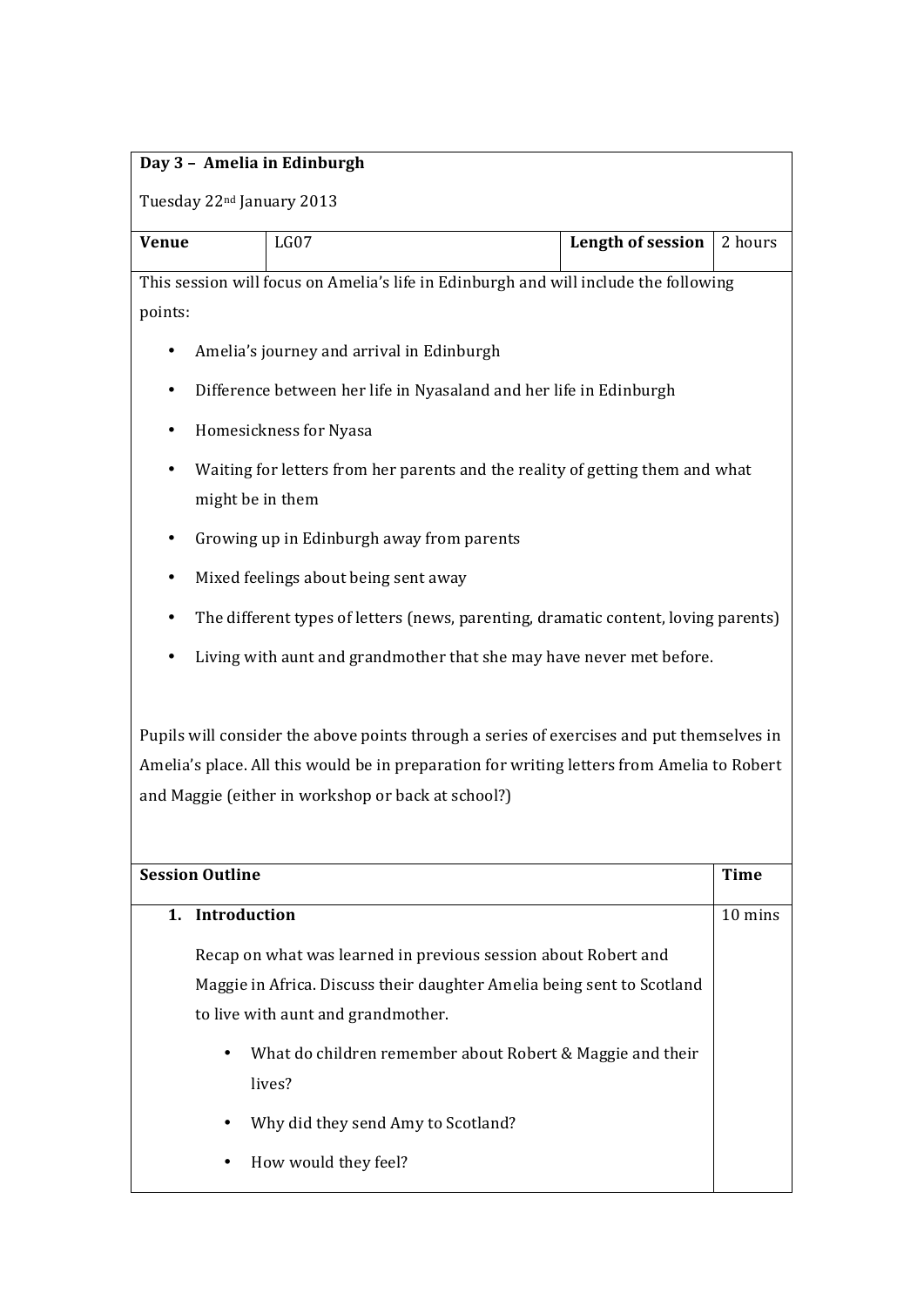| **Day 3 – Amelia in Edinburgh**<br><br>Tuesday 22nd January 2013 | | | |
|---|---|---|---|
| **Venue** | LG07 | **Length of session** | 2 hours |

This session will focus on Amelia's life in Edinburgh and will include the following points:

- Amelia's journey and arrival in Edinburgh
- Difference between her life in Nyasaland and her life in Edinburgh
- Homesickness for Nyasa
- Waiting for letters from her parents and the reality of getting them and what might be in them
- Growing up in Edinburgh away from parents
- Mixed feelings about being sent away
- The different types of letters (news, parenting, dramatic content, loving parents)
- Living with aunt and grandmother that she may have never met before.

Pupils will consider the above points through a series of exercises and put themselves in Amelia's place. All this would be in preparation for writing letters from Amelia to Robert and Maggie (either in workshop or back at school?)

| **Session Outline** | **Time** |
|---|---|
| **1. Introduction**<br><br>Recap on what was learned in previous session about Robert and Maggie in Africa. Discuss their daughter Amelia being sent to Scotland to live with aunt and grandmother.<br><br>• What do children remember about Robert & Maggie and their lives?<br>• Why did they send Amy to Scotland?<br>• How would they feel? | 10 mins |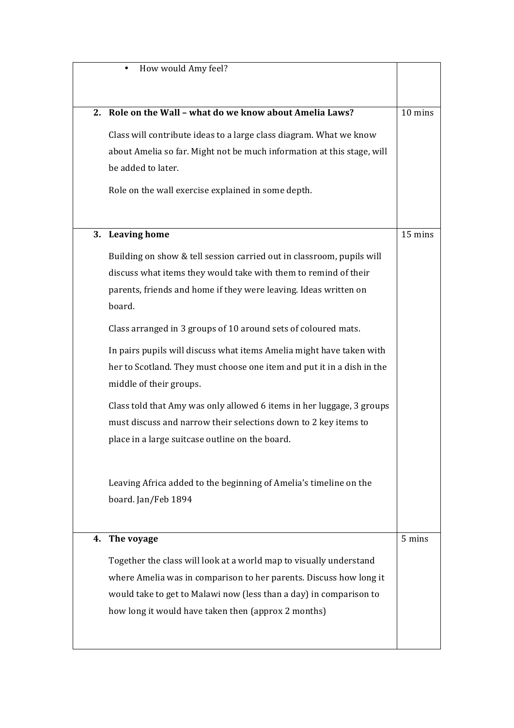| | |
|---|---|
| • How would Amy feel? | |
| **2. Role on the Wall – what do we know about Amelia Laws?**<br><br>Class will contribute ideas to a large class diagram. What we know about Amelia so far. Might not be much information at this stage, will be added to later.<br><br>Role on the wall exercise explained in some depth. | 10 mins |
| **3. Leaving home**<br><br>Building on show & tell session carried out in classroom, pupils will discuss what items they would take with them to remind of their parents, friends and home if they were leaving. Ideas written on board.<br><br>Class arranged in 3 groups of 10 around sets of coloured mats.<br><br>In pairs pupils will discuss what items Amelia might have taken with her to Scotland. They must choose one item and put it in a dish in the middle of their groups.<br><br>Class told that Amy was only allowed 6 items in her luggage, 3 groups must discuss and narrow their selections down to 2 key items to place in a large suitcase outline on the board.<br><br>Leaving Africa added to the beginning of Amelia's timeline on the board. Jan/Feb 1894 | 15 mins |
| **4. The voyage**<br><br>Together the class will look at a world map to visually understand where Amelia was in comparison to her parents. Discuss how long it would take to get to Malawi now (less than a day) in comparison to how long it would have taken then (approx 2 months) | 5 mins |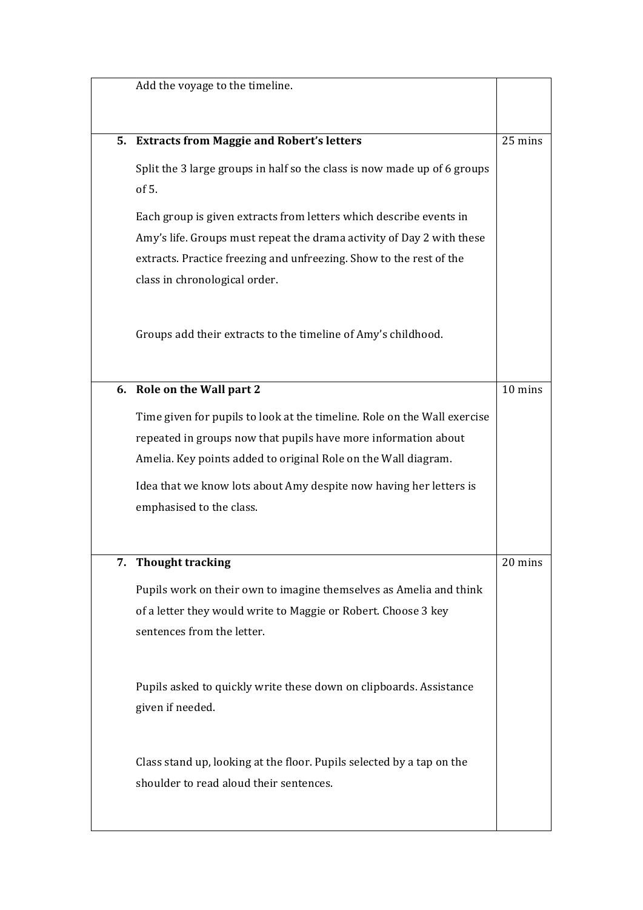| | |
|---|---|
| Add the voyage to the timeline. | |
| **5. Extracts from Maggie and Robert's letters**<br><br>Split the 3 large groups in half so the class is now made up of 6 groups of 5.<br><br>Each group is given extracts from letters which describe events in Amy's life. Groups must repeat the drama activity of Day 2 with these extracts. Practice freezing and unfreezing. Show to the rest of the class in chronological order.<br><br>Groups add their extracts to the timeline of Amy's childhood. | 25 mins |
| **6. Role on the Wall part 2**<br><br>Time given for pupils to look at the timeline. Role on the Wall exercise repeated in groups now that pupils have more information about Amelia. Key points added to original Role on the Wall diagram.<br><br>Idea that we know lots about Amy despite now having her letters is emphasised to the class. | 10 mins |
| **7. Thought tracking**<br><br>Pupils work on their own to imagine themselves as Amelia and think of a letter they would write to Maggie or Robert. Choose 3 key sentences from the letter.<br><br>Pupils asked to quickly write these down on clipboards. Assistance given if needed.<br><br>Class stand up, looking at the floor. Pupils selected by a tap on the shoulder to read aloud their sentences. | 20 mins |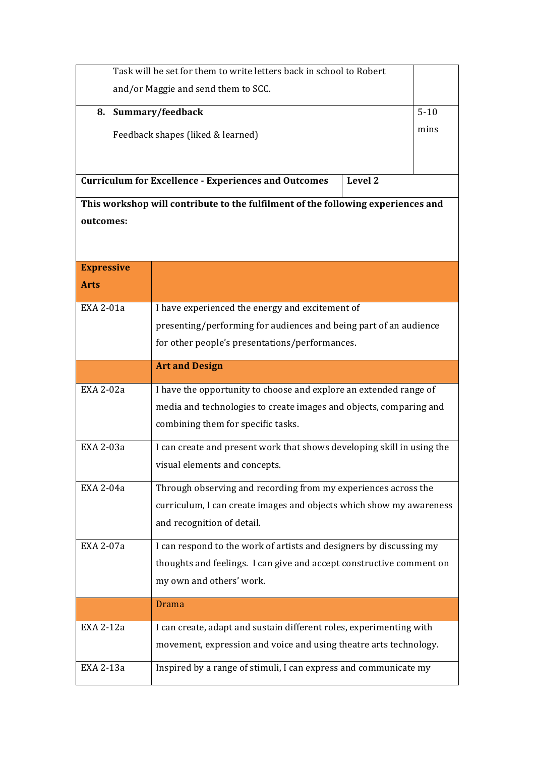| | |
|---|---|
| Task will be set for them to write letters back in school to Robert and/or Maggie and send them to SCC. | |
| **8. Summary/feedback**<br><br>Feedback shapes (liked & learned) | 5-10 mins |

| **Curriculum for Excellence - Experiences and Outcomes** | **Level 2** |
|---|---|

**This workshop will contribute to the fulfilment of the following experiences and outcomes:**

| **Expressive Arts** | |
|---|---|
| EXA 2-01a | I have experienced the energy and excitement of presenting/performing for audiences and being part of an audience for other people's presentations/performances. |
| | **Art and Design** |
| EXA 2-02a | I have the opportunity to choose and explore an extended range of media and technologies to create images and objects, comparing and combining them for specific tasks. |
| EXA 2-03a | I can create and present work that shows developing skill in using the visual elements and concepts. |
| EXA 2-04a | Through observing and recording from my experiences across the curriculum, I can create images and objects which show my awareness and recognition of detail. |
| EXA 2-07a | I can respond to the work of artists and designers by discussing my thoughts and feelings. I can give and accept constructive comment on my own and others' work. |
| | Drama |
| EXA 2-12a | I can create, adapt and sustain different roles, experimenting with movement, expression and voice and using theatre arts technology. |
| EXA 2-13a | Inspired by a range of stimuli, I can express and communicate my |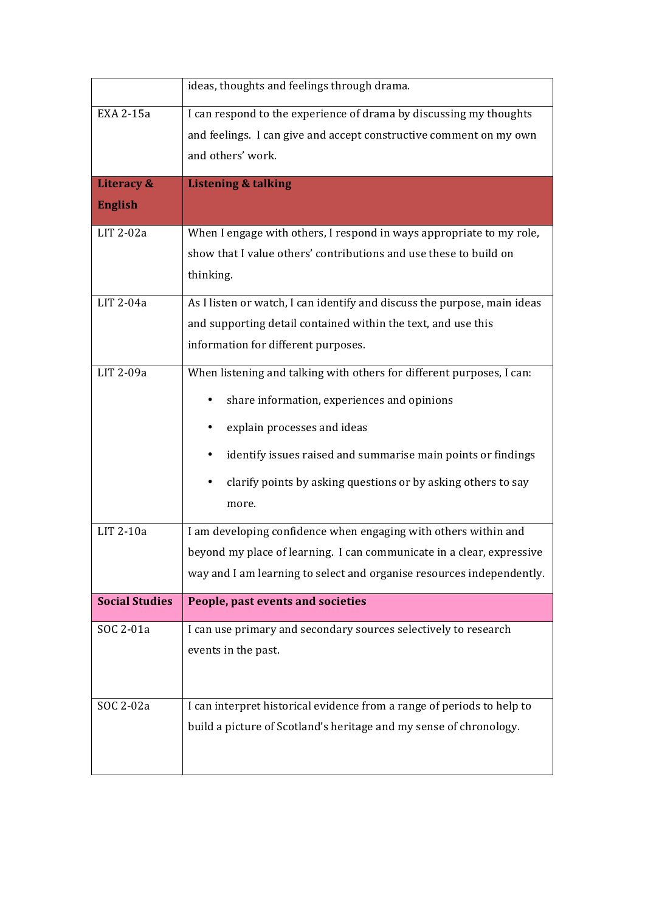| | |
|---|---|
| | ideas, thoughts and feelings through drama. |
| EXA 2-15a | I can respond to the experience of drama by discussing my thoughts and feelings. I can give and accept constructive comment on my own and others' work. |
| **Literacy & English** | **Listening & talking** |
| LIT 2-02a | When I engage with others, I respond in ways appropriate to my role, show that I value others' contributions and use these to build on thinking. |
| LIT 2-04a | As I listen or watch, I can identify and discuss the purpose, main ideas and supporting detail contained within the text, and use this information for different purposes. |
| LIT 2-09a | When listening and talking with others for different purposes, I can: • share information, experiences and opinions • explain processes and ideas • identify issues raised and summarise main points or findings • clarify points by asking questions or by asking others to say more. |
| LIT 2-10a | I am developing confidence when engaging with others within and beyond my place of learning. I can communicate in a clear, expressive way and I am learning to select and organise resources independently. |
| **Social Studies** | **People, past events and societies** |
| SOC 2-01a | I can use primary and secondary sources selectively to research events in the past. |
| SOC 2-02a | I can interpret historical evidence from a range of periods to help to build a picture of Scotland's heritage and my sense of chronology. |